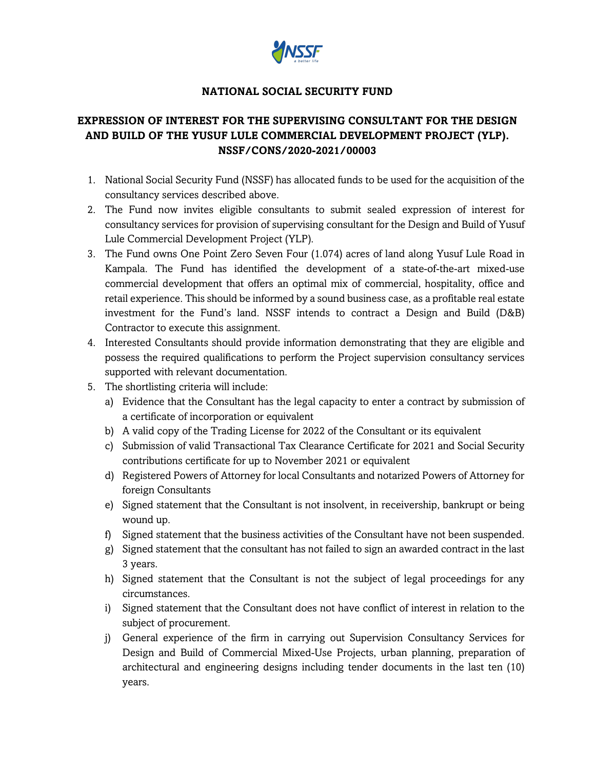# NATIONAL SOCIAL SECURITY FUND

## EXPRESSION OF INTEREST FOR THE SUPERVISING CONSULTANT FOR THE DESIGN AND BUILD OF THE YUSUF LULE COMMERCIAL DEVELOPMENT PROJECT (YLP). NSSF/CONS/2020-2021/00003

1. National Social Security Fund (NSSF) has allocated funds to be used for the acquisition of the consultancy services described above.
2. The Fund now invites eligible consultants to submit sealed expression of interest for consultancy services for provision of supervising consultant for the Design and Build of Yusuf Lule Commercial Development Project (YLP).
3. The Fund owns One Point Zero Seven Four (1.074) acres of land along Yusuf Lule Road in Kampala. The Fund has identified the development of a state-of-the-art mixed-use commercial development that offers an optimal mix of commercial, hospitality, office and retail experience. This should be informed by a sound business case, as a profitable real estate investment for the Fund's land. NSSF intends to contract a Design and Build (D&B) Contractor to execute this assignment.
4. Interested Consultants should provide information demonstrating that they are eligible and possess the required qualifications to perform the Project supervision consultancy services supported with relevant documentation.
5. The shortlisting criteria will include:
   a) Evidence that the Consultant has the legal capacity to enter a contract by submission of a certificate of incorporation or equivalent
   b) A valid copy of the Trading License for 2022 of the Consultant or its equivalent
   c) Submission of valid Transactional Tax Clearance Certificate for 2021 and Social Security contributions certificate for up to November 2021 or equivalent
   d) Registered Powers of Attorney for local Consultants and notarized Powers of Attorney for foreign Consultants
   e) Signed statement that the Consultant is not insolvent, in receivership, bankrupt or being wound up.
   f) Signed statement that the business activities of the Consultant have not been suspended.
   g) Signed statement that the consultant has not failed to sign an awarded contract in the last 3 years.
   h) Signed statement that the Consultant is not the subject of legal proceedings for any circumstances.
   i) Signed statement that the Consultant does not have conflict of interest in relation to the subject of procurement.
   j) General experience of the firm in carrying out Supervision Consultancy Services for Design and Build of Commercial Mixed-Use Projects, urban planning, preparation of architectural and engineering designs including tender documents in the last ten (10) years.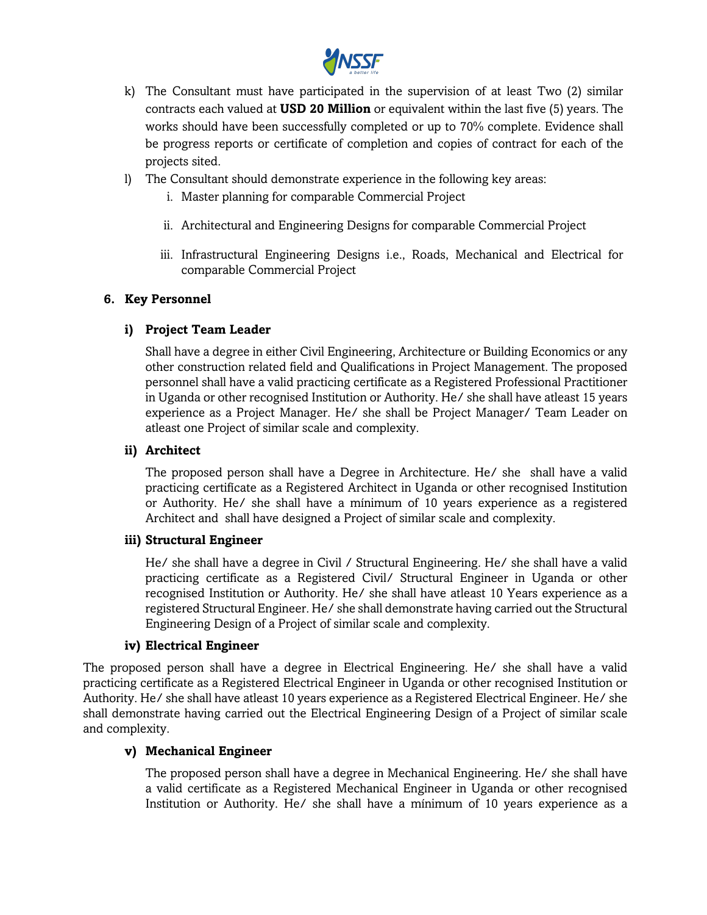k) The Consultant must have participated in the supervision of at least Two (2) similar contracts each valued at **USD 20 Million** or equivalent within the last five (5) years. The works should have been successfully completed or up to 70% complete. Evidence shall be progress reports or certificate of completion and copies of contract for each of the projects sited.

l) The Consultant should demonstrate experience in the following key areas:

   i. Master planning for comparable Commercial Project

   ii. Architectural and Engineering Designs for comparable Commercial Project

   iii. Infrastructural Engineering Designs i.e., Roads, Mechanical and Electrical for comparable Commercial Project

## 6. Key Personnel

### i) Project Team Leader

Shall have a degree in either Civil Engineering, Architecture or Building Economics or any other construction related field and Qualifications in Project Management. The proposed personnel shall have a valid practicing certificate as a Registered Professional Practitioner in Uganda or other recognised Institution or Authority. He/ she shall have atleast 15 years experience as a Project Manager. He/ she shall be Project Manager/ Team Leader on atleast one Project of similar scale and complexity.

### ii) Architect

The proposed person shall have a Degree in Architecture. He/ she shall have a valid practicing certificate as a Registered Architect in Uganda or other recognised Institution or Authority. He/ she shall have a minimum of 10 years experience as a registered Architect and shall have designed a Project of similar scale and complexity.

### iii) Structural Engineer

He/ she shall have a degree in Civil / Structural Engineering. He/ she shall have a valid practicing certificate as a Registered Civil/ Structural Engineer in Uganda or other recognised Institution or Authority. He/ she shall have atleast 10 Years experience as a registered Structural Engineer. He/ she shall demonstrate having carried out the Structural Engineering Design of a Project of similar scale and complexity.

### iv) Electrical Engineer

The proposed person shall have a degree in Electrical Engineering. He/ she shall have a valid practicing certificate as a Registered Electrical Engineer in Uganda or other recognised Institution or Authority. He/ she shall have atleast 10 years experience as a Registered Electrical Engineer. He/ she shall demonstrate having carried out the Electrical Engineering Design of a Project of similar scale and complexity.

### v) Mechanical Engineer

The proposed person shall have a degree in Mechanical Engineering. He/ she shall have a valid certificate as a Registered Mechanical Engineer in Uganda or other recognised Institution or Authority. He/ she shall have a minimum of 10 years experience as a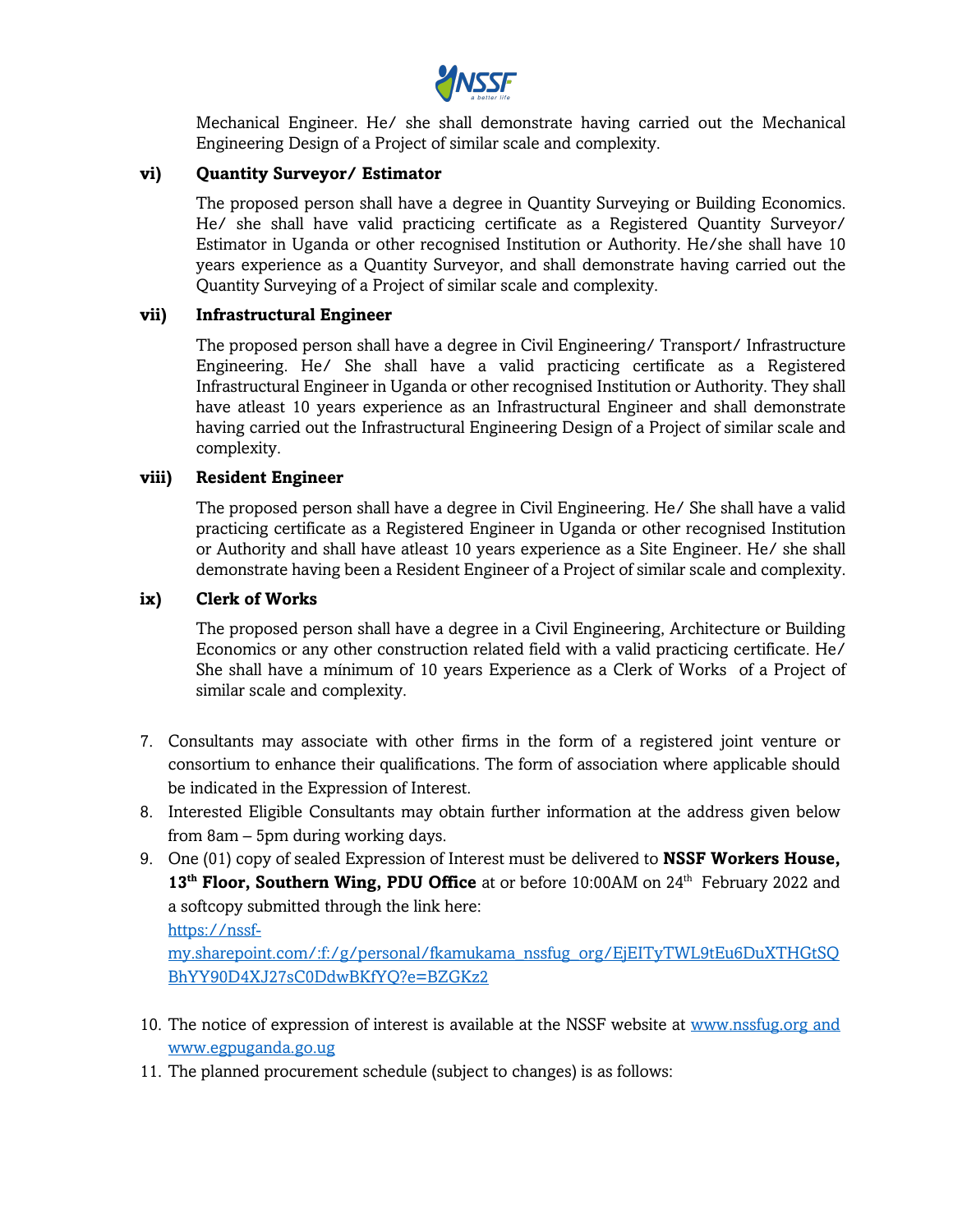Mechanical Engineer. He/ she shall demonstrate having carried out the Mechanical Engineering Design of a Project of similar scale and complexity.

**vi) Quantity Surveyor/ Estimator**

The proposed person shall have a degree in Quantity Surveying or Building Economics. He/ she shall have valid practicing certificate as a Registered Quantity Surveyor/ Estimator in Uganda or other recognised Institution or Authority. He/she shall have 10 years experience as a Quantity Surveyor, and shall demonstrate having carried out the Quantity Surveying of a Project of similar scale and complexity.

**vii) Infrastructural Engineer**

The proposed person shall have a degree in Civil Engineering/ Transport/ Infrastructure Engineering. He/ She shall have a valid practicing certificate as a Registered Infrastructural Engineer in Uganda or other recognised Institution or Authority. They shall have atleast 10 years experience as an Infrastructural Engineer and shall demonstrate having carried out the Infrastructural Engineering Design of a Project of similar scale and complexity.

**viii) Resident Engineer**

The proposed person shall have a degree in Civil Engineering. He/ She shall have a valid practicing certificate as a Registered Engineer in Uganda or other recognised Institution or Authority and shall have atleast 10 years experience as a Site Engineer. He/ she shall demonstrate having been a Resident Engineer of a Project of similar scale and complexity.

**ix) Clerk of Works**

The proposed person shall have a degree in a Civil Engineering, Architecture or Building Economics or any other construction related field with a valid practicing certificate. He/ She shall have a minimum of 10 years Experience as a Clerk of Works of a Project of similar scale and complexity.

7. Consultants may associate with other firms in the form of a registered joint venture or consortium to enhance their qualifications. The form of association where applicable should be indicated in the Expression of Interest.
8. Interested Eligible Consultants may obtain further information at the address given below from 8am – 5pm during working days.
9. One (01) copy of sealed Expression of Interest must be delivered to **NSSF Workers House, 13th Floor, Southern Wing, PDU Office** at or before 10:00AM on 24th February 2022 and a softcopy submitted through the link here: https://nssf-my.sharepoint.com/:f:/g/personal/fkamukama_nssfug_org/EjEITyTWL9tEu6DuXTHGtSQBhYY90D4XJ27sC0DdwBKfYQ?e=BZGKz2
10. The notice of expression of interest is available at the NSSF website at www.nssfug.org and www.egpuganda.go.ug
11. The planned procurement schedule (subject to changes) is as follows: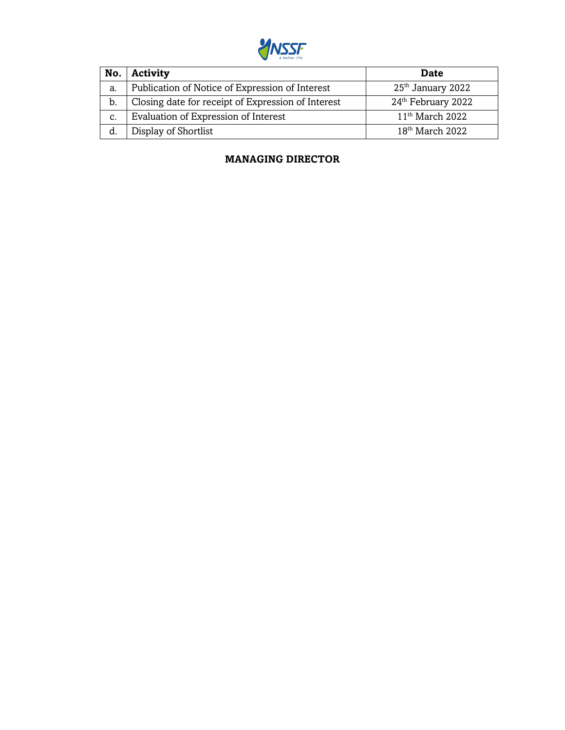| No. | Activity | Date |
| --- | --- | --- |
| a. | Publication of Notice of Expression of Interest | 25th January 2022 |
| b. | Closing date for receipt of Expression of Interest | 24th February 2022 |
| c. | Evaluation of Expression of Interest | 11th March 2022 |
| d. | Display of Shortlist | 18th March 2022 |

**MANAGING DIRECTOR**